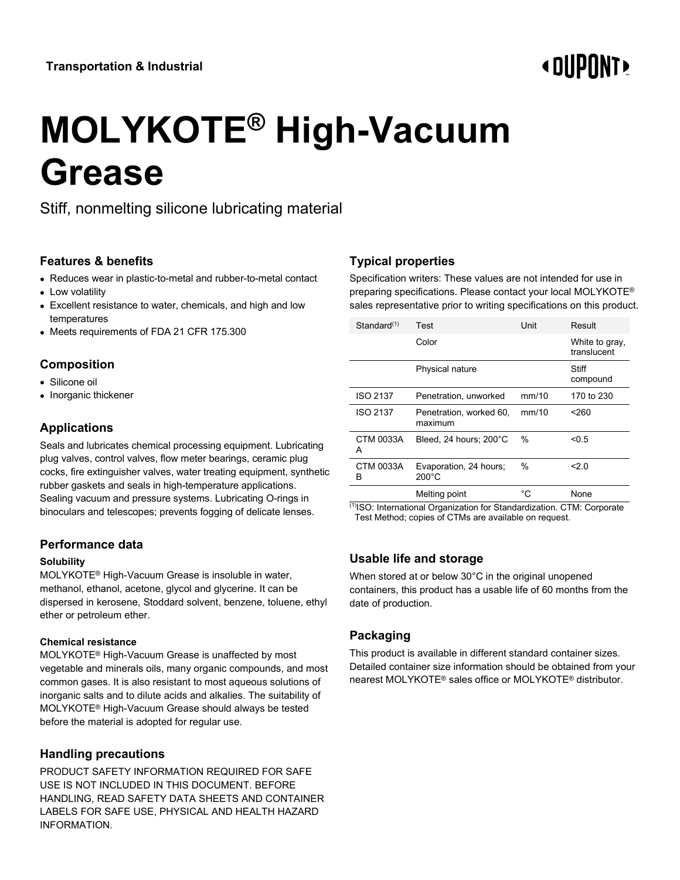Transportation & Industrial

# MOLYKOTE® High-Vacuum Grease

Stiff, nonmelting silicone lubricating material

## Features & benefits

- Reduces wear in plastic-to-metal and rubber-to-metal contact
- Low volatility
- Excellent resistance to water, chemicals, and high and low temperatures
- Meets requirements of FDA 21 CFR 175.300

## Composition

- Silicone oil
- Inorganic thickener

## Applications

Seals and lubricates chemical processing equipment. Lubricating plug valves, control valves, flow meter bearings, ceramic plug cocks, fire extinguisher valves, water treating equipment, synthetic rubber gaskets and seals in high-temperature applications. Sealing vacuum and pressure systems. Lubricating O-rings in binoculars and telescopes; prevents fogging of delicate lenses.

## Performance data

### Solubility

MOLYKOTE® High-Vacuum Grease is insoluble in water, methanol, ethanol, acetone, glycol and glycerine. It can be dispersed in kerosene, Stoddard solvent, benzene, toluene, ethyl ether or petroleum ether.

### Chemical resistance

MOLYKOTE® High-Vacuum Grease is unaffected by most vegetable and minerals oils, many organic compounds, and most common gases. It is also resistant to most aqueous solutions of inorganic salts and to dilute acids and alkalies. The suitability of MOLYKOTE® High-Vacuum Grease should always be tested before the material is adopted for regular use.

## Handling precautions

PRODUCT SAFETY INFORMATION REQUIRED FOR SAFE USE IS NOT INCLUDED IN THIS DOCUMENT. BEFORE HANDLING, READ SAFETY DATA SHEETS AND CONTAINER LABELS FOR SAFE USE, PHYSICAL AND HEALTH HAZARD INFORMATION.

## Typical properties

Specification writers: These values are not intended for use in preparing specifications. Please contact your local MOLYKOTE® sales representative prior to writing specifications on this product.

| Standard[1] | Test | Unit | Result |
|---|---|---|---|
| | Color | | White to gray, translucent |
| | Physical nature | | Stiff compound |
| ISO 2137 | Penetration, unworked | mm/10 | 170 to 230 |
| ISO 2137 | Penetration, worked 60, maximum | mm/10 | <260 |
| CTM 0033AA | Bleed, 24 hours; 200°C | % | <0.5 |
| CTM 0033AB | Evaporation, 24 hours; 200°C | % | <2.0 |
| | Melting point | °C | None |

[1] ISO: International Organization for Standardization. CTM: Corporate Test Method; copies of CTMs are available on request.

## Usable life and storage

When stored at or below 30°C in the original unopened containers, this product has a usable life of 60 months from the date of production.

## Packaging

This product is available in different standard container sizes. Detailed container size information should be obtained from your nearest MOLYKOTE® sales office or MOLYKOTE® distributor.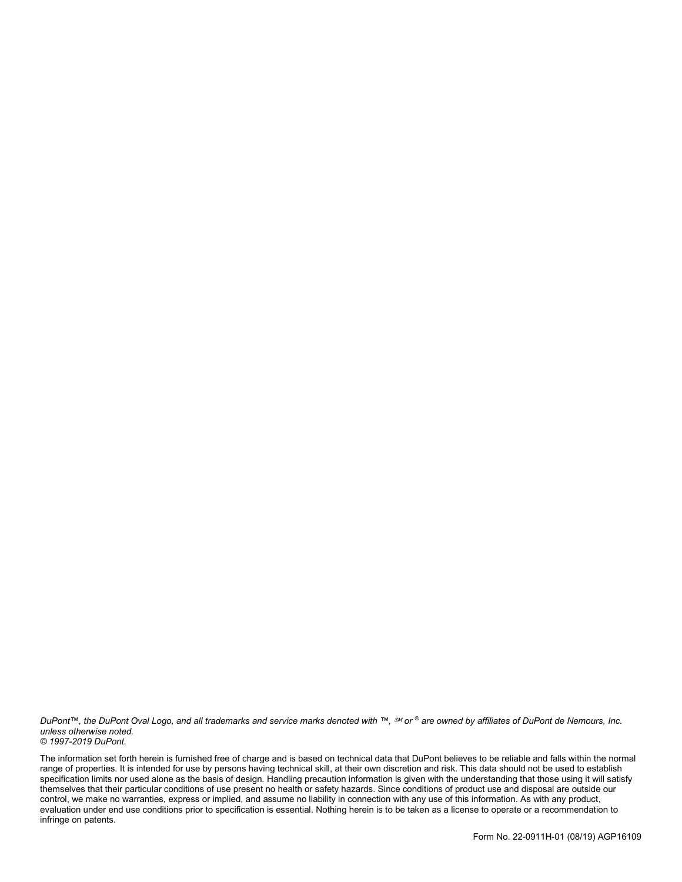*DuPont™, the DuPont Oval Logo, and all trademarks and service marks denoted with ™, ℠ or ® are owned by affiliates of DuPont de Nemours, Inc. unless otherwise noted.*
*© 1997-2019 DuPont.*

The information set forth herein is furnished free of charge and is based on technical data that DuPont believes to be reliable and falls within the normal range of properties. It is intended for use by persons having technical skill, at their own discretion and risk. This data should not be used to establish specification limits nor used alone as the basis of design. Handling precaution information is given with the understanding that those using it will satisfy themselves that their particular conditions of use present no health or safety hazards. Since conditions of product use and disposal are outside our control, we make no warranties, express or implied, and assume no liability in connection with any use of this information. As with any product, evaluation under end use conditions prior to specification is essential. Nothing herein is to be taken as a license to operate or a recommendation to infringe on patents.

Form No. 22-0911H-01 (08/19) AGP16109